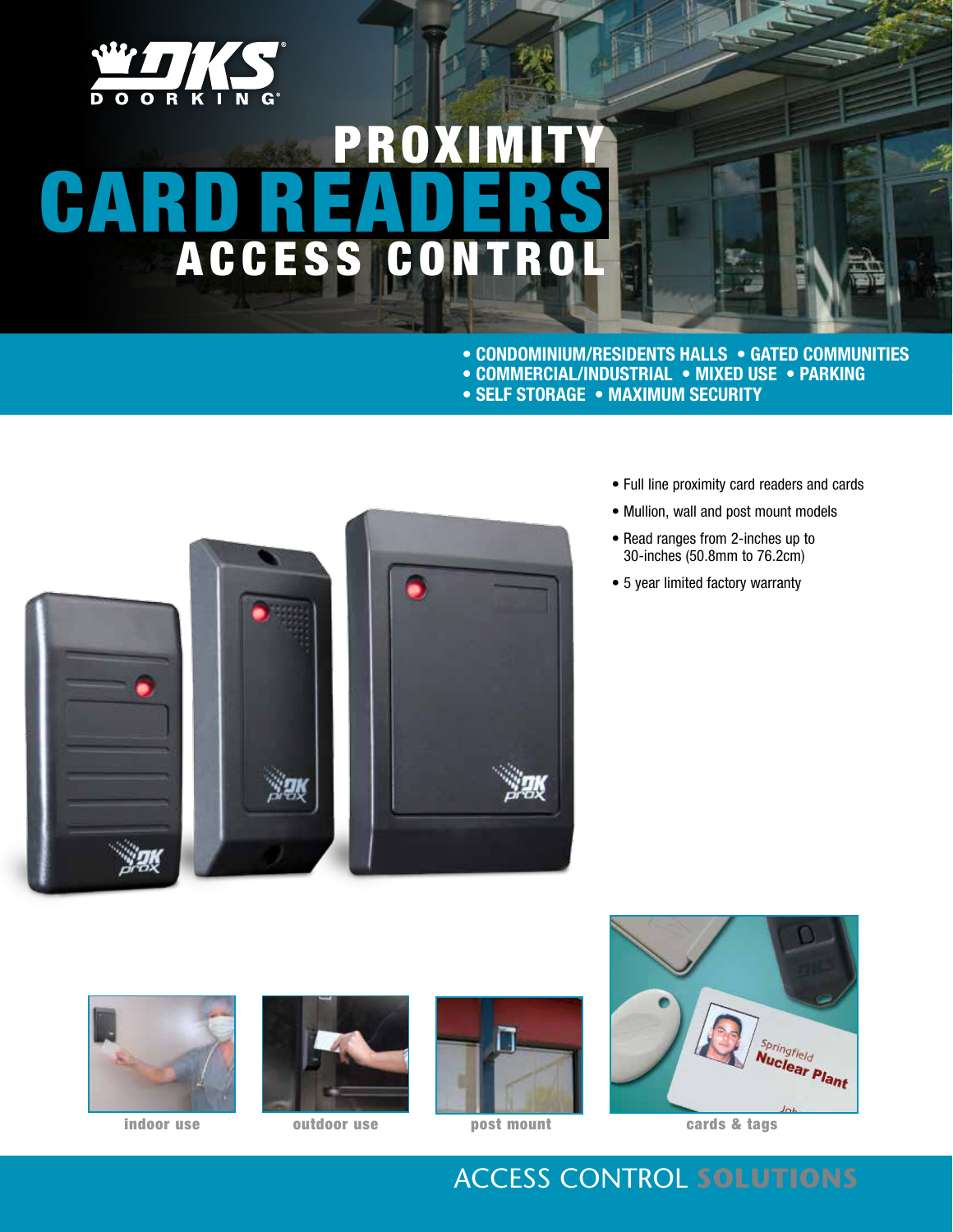DOORKING®

# PROXIMITY CARD READERS
## ACCESS CONTROL

- CONDOMINIUM/RESIDENTS HALLS
- GATED COMMUNITIES
- COMMERCIAL/INDUSTRIAL
- MIXED USE
- PARKING
- SELF STORAGE
- MAXIMUM SECURITY

- Full line proximity card readers and cards
- Mullion, wall and post mount models
- Read ranges from 2-inches up to 30-inches (50.8mm to 76.2cm)
- 5 year limited factory warranty

indoor use

outdoor use

post mount

cards & tags

ACCESS CONTROL **SOLUTIONS**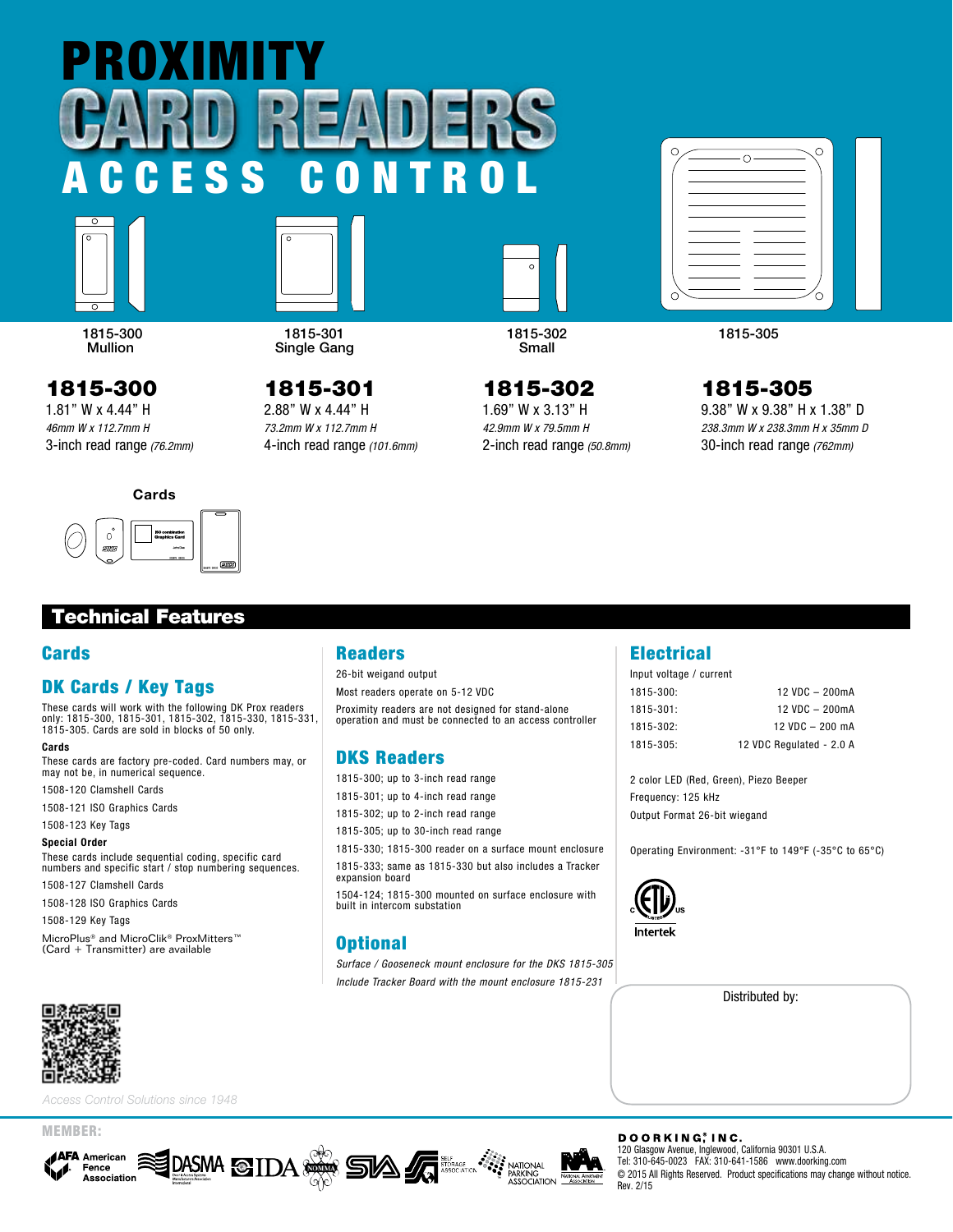# PROXIMITY CARD READERS
# ACCESS CONTROL

1815-300
Mullion

1815-301
Single Gang

1815-302
Small

1815-305

### 1815-300

1.81" W x 4.44" H

*46mm W x 112.7mm H*

3-inch read range *(76.2mm)*

### 1815-301

2.88" W x 4.44" H

*73.2mm W x 112.7mm H*

4-inch read range *(101.6mm)*

### 1815-302

1.69" W x 3.13" H

*42.9mm W x 79.5mm H*

2-inch read range *(50.8mm)*

### 1815-305

9.38" W x 9.38" H x 1.38" D

*238.3mm W x 238.3mm H x 35mm D*

30-inch read range *(762mm)*

Cards

## Technical Features

### Cards

### DK Cards / Key Tags

These cards will work with the following DK Prox readers only: 1815-300, 1815-301, 1815-302, 1815-330, 1815-331, 1815-305. Cards are sold in blocks of 50 only.

**Cards**

These cards are factory pre-coded. Card numbers may, or may not be, in numerical sequence.

1508-120 Clamshell Cards

1508-121 ISO Graphics Cards

1508-123 Key Tags

**Special Order**

These cards include sequential coding, specific card numbers and specific start / stop numbering sequences.

1508-127 Clamshell Cards

1508-128 ISO Graphics Cards

1508-129 Key Tags

MicroPlus® and MicroClik® ProxMitters™ (Card + Transmitter) are available

### Readers

26-bit weigand output

Most readers operate on 5-12 VDC

Proximity readers are not designed for stand-alone operation and must be connected to an access controller

### DKS Readers

1815-300; up to 3-inch read range

1815-301; up to 4-inch read range

1815-302; up to 2-inch read range

1815-305; up to 30-inch read range

1815-330; 1815-300 reader on a surface mount enclosure

1815-333; same as 1815-330 but also includes a Tracker expansion board

1504-124; 1815-300 mounted on surface enclosure with built in intercom substation

### Optional

*Surface / Gooseneck mount enclosure for the DKS 1815-305*

*Include Tracker Board with the mount enclosure 1815-231*

### Electrical

Input voltage / current

| | |
|---|---|
| 1815-300: | 12 VDC – 200mA |
| 1815-301: | 12 VDC – 200mA |
| 1815-302: | 12 VDC – 200 mA |
| 1815-305: | 12 VDC Regulated - 2.0 A |

2 color LED (Red, Green), Piezo Beeper

Frequency: 125 kHz

Output Format 26-bit wiegand

Operating Environment: -31°F to 149°F (-35°C to 65°C)

Intertek

Distributed by:

*Access Control Solutions since 1948*

MEMBER:

**DOORKING, INC.**
120 Glasgow Avenue, Inglewood, California 90301 U.S.A.
Tel: 310-645-0023 FAX: 310-641-1586 www.doorking.com
© 2015 All Rights Reserved. Product specifications may change without notice.
Rev. 2/15